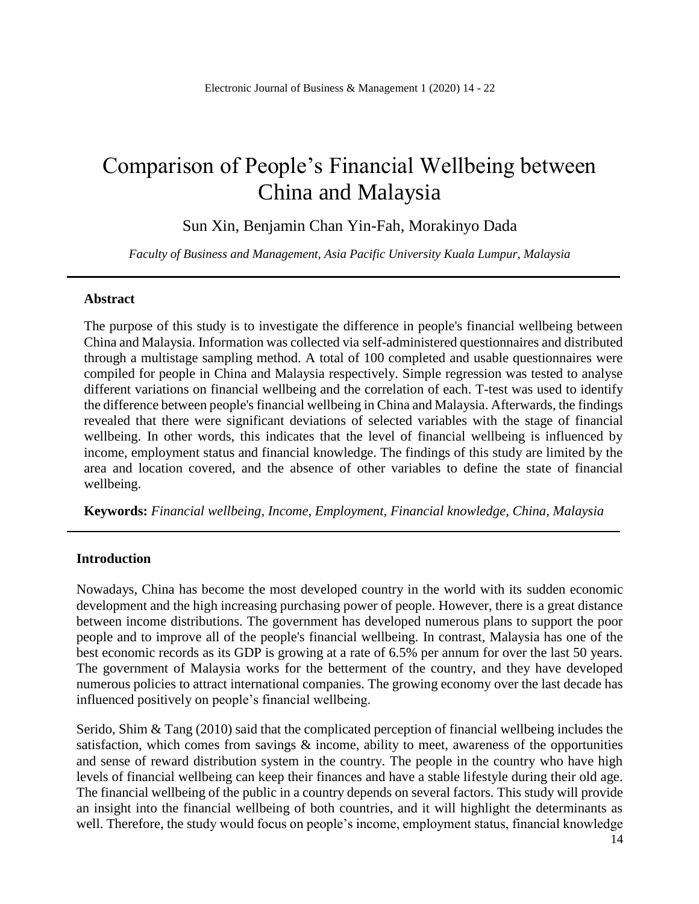# Comparison of People's Financial Wellbeing between China and Malaysia

Sun Xin, Benjamin Chan Yin-Fah, Morakinyo Dada

*Faculty of Business and Management, Asia Pacific University Kuala Lumpur, Malaysia*

---

### Abstract

The purpose of this study is to investigate the difference in people's financial wellbeing between China and Malaysia. Information was collected via self-administered questionnaires and distributed through a multistage sampling method. A total of 100 completed and usable questionnaires were compiled for people in China and Malaysia respectively. Simple regression was tested to analyse different variations on financial wellbeing and the correlation of each. T-test was used to identify the difference between people's financial wellbeing in China and Malaysia. Afterwards, the findings revealed that there were significant deviations of selected variables with the stage of financial wellbeing. In other words, this indicates that the level of financial wellbeing is influenced by income, employment status and financial knowledge. The findings of this study are limited by the area and location covered, and the absence of other variables to define the state of financial wellbeing.

**Keywords:** *Financial wellbeing, Income, Employment, Financial knowledge, China, Malaysia*

---

### Introduction

Nowadays, China has become the most developed country in the world with its sudden economic development and the high increasing purchasing power of people. However, there is a great distance between income distributions. The government has developed numerous plans to support the poor people and to improve all of the people's financial wellbeing. In contrast, Malaysia has one of the best economic records as its GDP is growing at a rate of 6.5% per annum for over the last 50 years. The government of Malaysia works for the betterment of the country, and they have developed numerous policies to attract international companies. The growing economy over the last decade has influenced positively on people's financial wellbeing.

Serido, Shim & Tang (2010) said that the complicated perception of financial wellbeing includes the satisfaction, which comes from savings & income, ability to meet, awareness of the opportunities and sense of reward distribution system in the country. The people in the country who have high levels of financial wellbeing can keep their finances and have a stable lifestyle during their old age. The financial wellbeing of the public in a country depends on several factors. This study will provide an insight into the financial wellbeing of both countries, and it will highlight the determinants as well. Therefore, the study would focus on people's income, employment status, financial knowledge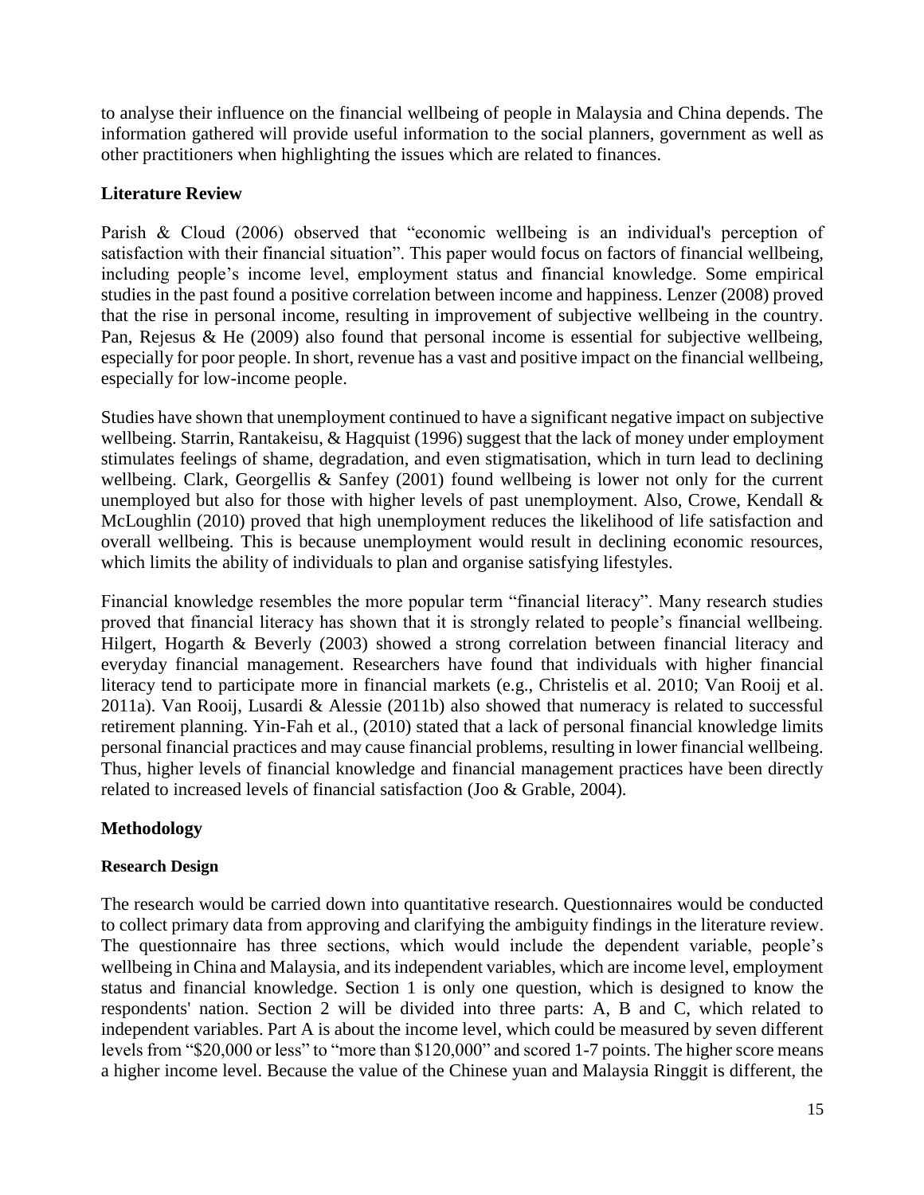to analyse their influence on the financial wellbeing of people in Malaysia and China depends. The information gathered will provide useful information to the social planners, government as well as other practitioners when highlighting the issues which are related to finances.

## Literature Review

Parish & Cloud (2006) observed that "economic wellbeing is an individual's perception of satisfaction with their financial situation". This paper would focus on factors of financial wellbeing, including people's income level, employment status and financial knowledge. Some empirical studies in the past found a positive correlation between income and happiness. Lenzer (2008) proved that the rise in personal income, resulting in improvement of subjective wellbeing in the country. Pan, Rejesus & He (2009) also found that personal income is essential for subjective wellbeing, especially for poor people. In short, revenue has a vast and positive impact on the financial wellbeing, especially for low-income people.

Studies have shown that unemployment continued to have a significant negative impact on subjective wellbeing. Starrin, Rantakeisu, & Hagquist (1996) suggest that the lack of money under employment stimulates feelings of shame, degradation, and even stigmatisation, which in turn lead to declining wellbeing. Clark, Georgellis & Sanfey (2001) found wellbeing is lower not only for the current unemployed but also for those with higher levels of past unemployment. Also, Crowe, Kendall & McLoughlin (2010) proved that high unemployment reduces the likelihood of life satisfaction and overall wellbeing. This is because unemployment would result in declining economic resources, which limits the ability of individuals to plan and organise satisfying lifestyles.

Financial knowledge resembles the more popular term "financial literacy". Many research studies proved that financial literacy has shown that it is strongly related to people's financial wellbeing. Hilgert, Hogarth & Beverly (2003) showed a strong correlation between financial literacy and everyday financial management. Researchers have found that individuals with higher financial literacy tend to participate more in financial markets (e.g., Christelis et al. 2010; Van Rooij et al. 2011a). Van Rooij, Lusardi & Alessie (2011b) also showed that numeracy is related to successful retirement planning. Yin-Fah et al., (2010) stated that a lack of personal financial knowledge limits personal financial practices and may cause financial problems, resulting in lower financial wellbeing. Thus, higher levels of financial knowledge and financial management practices have been directly related to increased levels of financial satisfaction (Joo & Grable, 2004).

## Methodology

### Research Design

The research would be carried down into quantitative research. Questionnaires would be conducted to collect primary data from approving and clarifying the ambiguity findings in the literature review. The questionnaire has three sections, which would include the dependent variable, people's wellbeing in China and Malaysia, and its independent variables, which are income level, employment status and financial knowledge. Section 1 is only one question, which is designed to know the respondents' nation. Section 2 will be divided into three parts: A, B and C, which related to independent variables. Part A is about the income level, which could be measured by seven different levels from "$20,000 or less" to "more than $120,000" and scored 1-7 points. The higher score means a higher income level. Because the value of the Chinese yuan and Malaysia Ringgit is different, the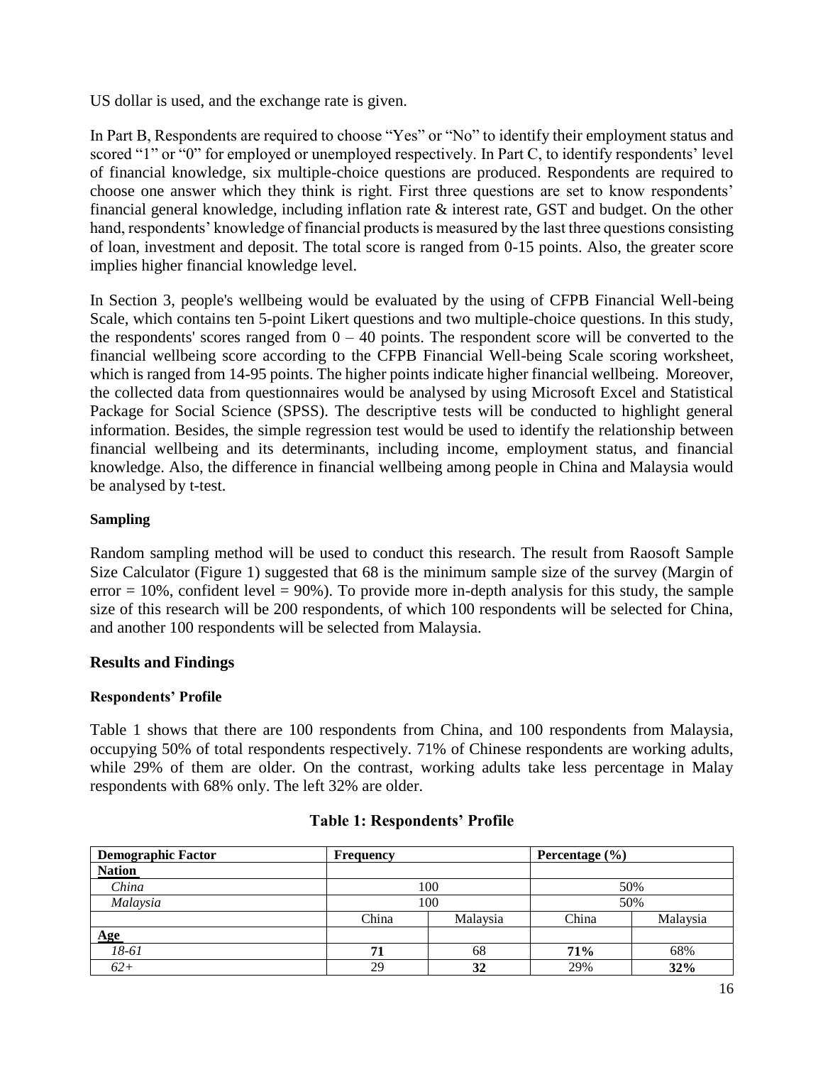US dollar is used, and the exchange rate is given.

In Part B, Respondents are required to choose "Yes" or "No" to identify their employment status and scored "1" or "0" for employed or unemployed respectively. In Part C, to identify respondents' level of financial knowledge, six multiple-choice questions are produced. Respondents are required to choose one answer which they think is right. First three questions are set to know respondents' financial general knowledge, including inflation rate & interest rate, GST and budget. On the other hand, respondents' knowledge of financial products is measured by the last three questions consisting of loan, investment and deposit. The total score is ranged from 0-15 points. Also, the greater score implies higher financial knowledge level.

In Section 3, people's wellbeing would be evaluated by the using of CFPB Financial Well-being Scale, which contains ten 5-point Likert questions and two multiple-choice questions. In this study, the respondents' scores ranged from 0 – 40 points. The respondent score will be converted to the financial wellbeing score according to the CFPB Financial Well-being Scale scoring worksheet, which is ranged from 14-95 points. The higher points indicate higher financial wellbeing. Moreover, the collected data from questionnaires would be analysed by using Microsoft Excel and Statistical Package for Social Science (SPSS). The descriptive tests will be conducted to highlight general information. Besides, the simple regression test would be used to identify the relationship between financial wellbeing and its determinants, including income, employment status, and financial knowledge. Also, the difference in financial wellbeing among people in China and Malaysia would be analysed by t-test.

### Sampling

Random sampling method will be used to conduct this research. The result from Raosoft Sample Size Calculator (Figure 1) suggested that 68 is the minimum sample size of the survey (Margin of error = 10%, confident level = 90%). To provide more in-depth analysis for this study, the sample size of this research will be 200 respondents, of which 100 respondents will be selected for China, and another 100 respondents will be selected from Malaysia.

## Results and Findings

### Respondents' Profile

Table 1 shows that there are 100 respondents from China, and 100 respondents from Malaysia, occupying 50% of total respondents respectively. 71% of Chinese respondents are working adults, while 29% of them are older. On the contrast, working adults take less percentage in Malay respondents with 68% only. The left 32% are older.

**Table 1: Respondents' Profile**

| Demographic Factor | Frequency | | Percentage (%) | |
|---|---|---|---|---|
| **Nation** | | | | |
| *China* | 100 | | 50% | |
| *Malaysia* | 100 | | 50% | |
| | China | Malaysia | China | Malaysia |
| **Age** | | | | |
| *18-61* | **71** | 68 | **71%** | 68% |
| *62+* | 29 | **32** | 29% | **32%** |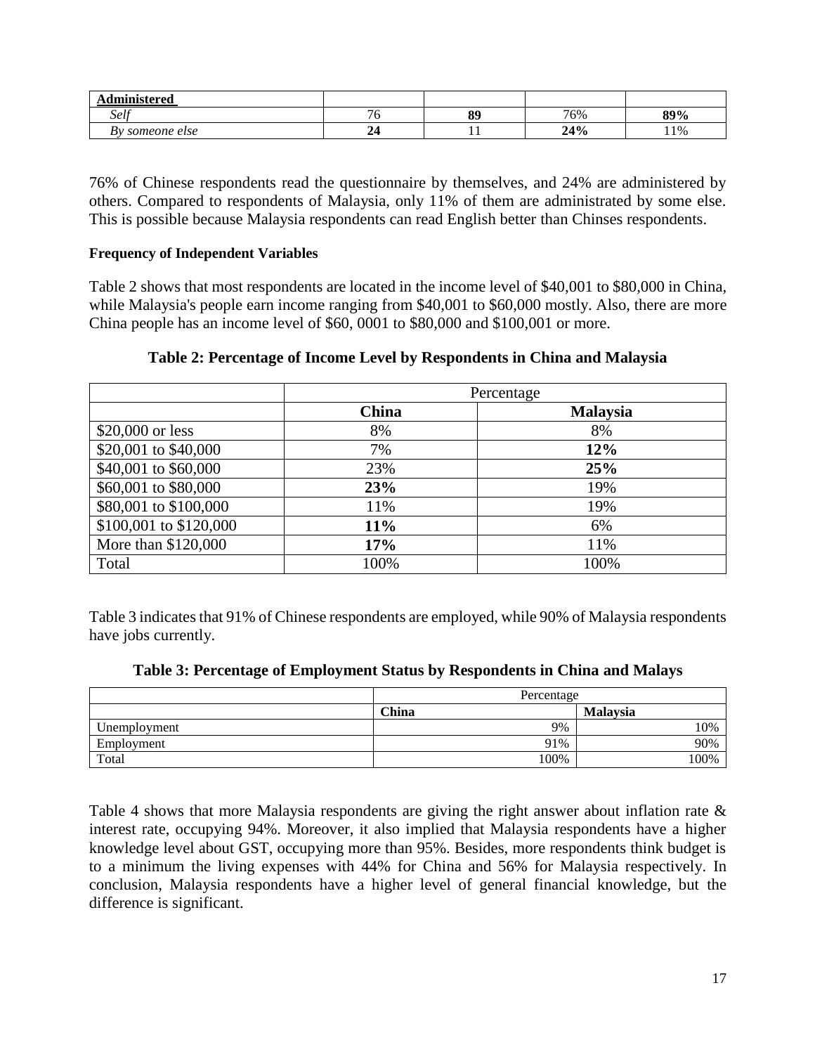| Administered | | | | |
|---|---|---|---|---|
| *Self* | 76 | **89** | 76% | **89%** |
| *By someone else* | **24** | 11 | **24%** | 11% |

76% of Chinese respondents read the questionnaire by themselves, and 24% are administered by others. Compared to respondents of Malaysia, only 11% of them are administrated by some else. This is possible because Malaysia respondents can read English better than Chinses respondents.

**Frequency of Independent Variables**

Table 2 shows that most respondents are located in the income level of \$40,001 to \$80,000 in China, while Malaysia's people earn income ranging from \$40,001 to \$60,000 mostly. Also, there are more China people has an income level of \$60, 0001 to \$80,000 and \$100,001 or more.

**Table 2: Percentage of Income Level by Respondents in China and Malaysia**

| | Percentage | |
|---|---|---|
| | **China** | **Malaysia** |
| \$20,000 or less | 8% | 8% |
| \$20,001 to \$40,000 | 7% | **12%** |
| \$40,001 to \$60,000 | 23% | **25%** |
| \$60,001 to \$80,000 | **23%** | 19% |
| \$80,001 to \$100,000 | 11% | 19% |
| \$100,001 to \$120,000 | **11%** | 6% |
| More than \$120,000 | **17%** | 11% |
| Total | 100% | 100% |

Table 3 indicates that 91% of Chinese respondents are employed, while 90% of Malaysia respondents have jobs currently.

**Table 3: Percentage of Employment Status by Respondents in China and Malays**

| | Percentage | |
|---|---|---|
| | **China** | **Malaysia** |
| Unemployment | 9% | 10% |
| Employment | 91% | 90% |
| Total | 100% | 100% |

Table 4 shows that more Malaysia respondents are giving the right answer about inflation rate & interest rate, occupying 94%. Moreover, it also implied that Malaysia respondents have a higher knowledge level about GST, occupying more than 95%. Besides, more respondents think budget is to a minimum the living expenses with 44% for China and 56% for Malaysia respectively. In conclusion, Malaysia respondents have a higher level of general financial knowledge, but the difference is significant.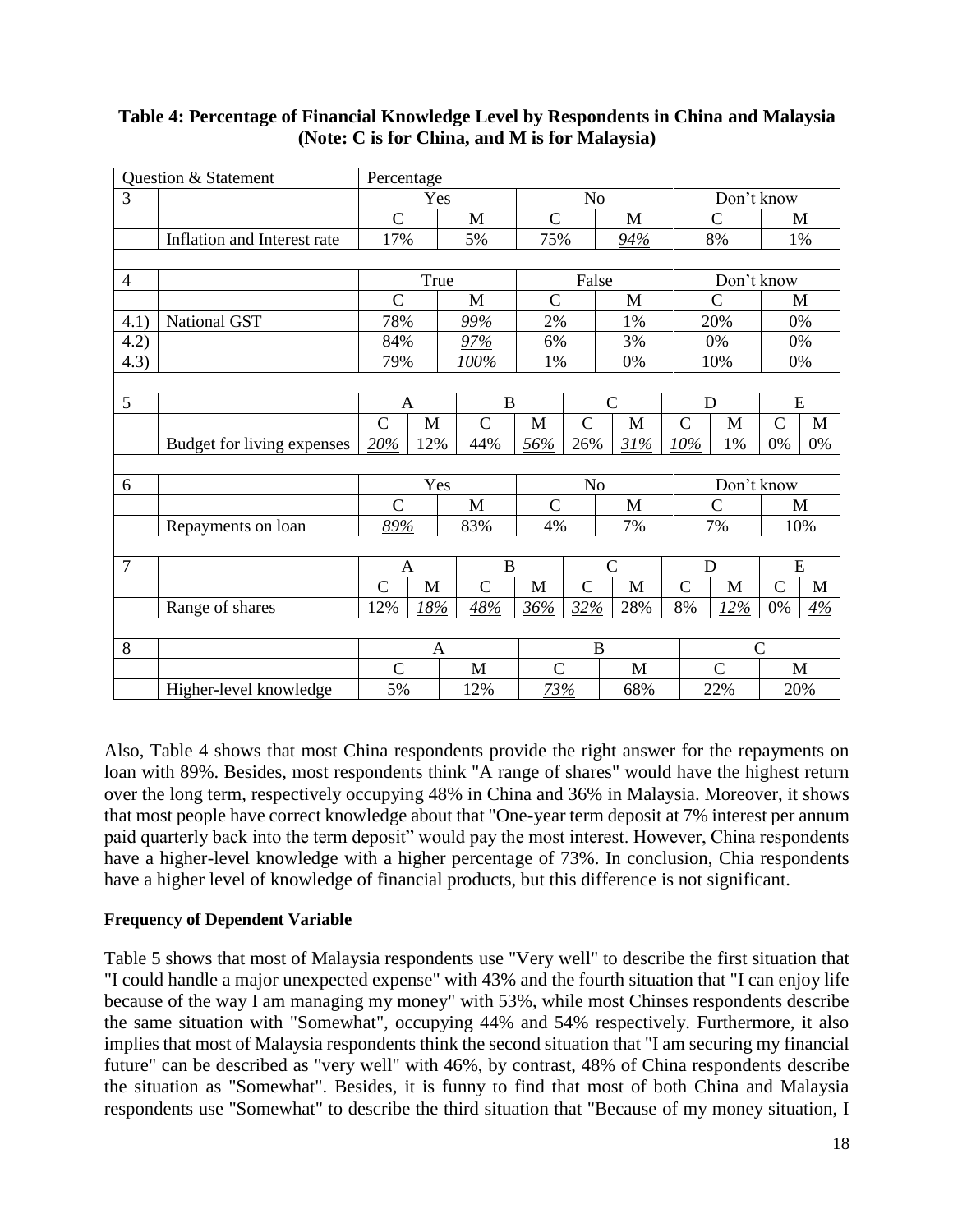**Table 4: Percentage of Financial Knowledge Level by Respondents in China and Malaysia (Note: C is for China, and M is for Malaysia)**

| Question & Statement | | Percentage | | | | | | | | | |
|---|---|---|---|---|---|---|---|---|---|---|---|
| 3 | | Yes | | | | No | | | | Don't know | |
| | | C | | M | | C | | M | | C | M |
| | Inflation and Interest rate | 17% | | 5% | | 75% | | _94%_ | | 8% | 1% |
| 4 | | True | | | | False | | | | Don't know | |
| | | C | | M | | C | | M | | C | M |
| 4.1) | National GST | 78% | | _99%_ | | 2% | | 1% | | 20% | 0% |
| 4.2) | | 84% | | _97%_ | | 6% | | 3% | | 0% | 0% |
| 4.3) | | 79% | | _100%_ | | 1% | | 0% | | 10% | 0% |
| 5 | | A | | B | | C | | D | | E | |
| | | C | M | C | M | C | M | C | M | C | M |
| | Budget for living expenses | _20%_ | 12% | 44% | _56%_ | 26% | _31%_ | _10%_ | 1% | 0% | 0% |
| 6 | | Yes | | | | No | | | | Don't know | |
| | | C | | M | | C | | M | | C | M |
| | Repayments on loan | _89%_ | | 83% | | 4% | | 7% | | 7% | 10% |
| 7 | | A | | B | | C | | D | | E | |
| | | C | M | C | M | C | M | C | M | C | M |
| | Range of shares | 12% | _18%_ | _48%_ | _36%_ | _32%_ | 28% | 8% | _12%_ | 0% | _4%_ |
| 8 | | A | | | | B | | | | C | |
| | | C | | M | | C | | M | | C | M |
| | Higher-level knowledge | 5% | | 12% | | _73%_ | | 68% | | 22% | 20% |

Also, Table 4 shows that most China respondents provide the right answer for the repayments on loan with 89%. Besides, most respondents think "A range of shares" would have the highest return over the long term, respectively occupying 48% in China and 36% in Malaysia. Moreover, it shows that most people have correct knowledge about that "One-year term deposit at 7% interest per annum paid quarterly back into the term deposit" would pay the most interest. However, China respondents have a higher-level knowledge with a higher percentage of 73%. In conclusion, Chia respondents have a higher level of knowledge of financial products, but this difference is not significant.

**Frequency of Dependent Variable**

Table 5 shows that most of Malaysia respondents use "Very well" to describe the first situation that "I could handle a major unexpected expense" with 43% and the fourth situation that "I can enjoy life because of the way I am managing my money" with 53%, while most Chinses respondents describe the same situation with "Somewhat", occupying 44% and 54% respectively. Furthermore, it also implies that most of Malaysia respondents think the second situation that "I am securing my financial future" can be described as "very well" with 46%, by contrast, 48% of China respondents describe the situation as "Somewhat". Besides, it is funny to find that most of both China and Malaysia respondents use "Somewhat" to describe the third situation that "Because of my money situation, I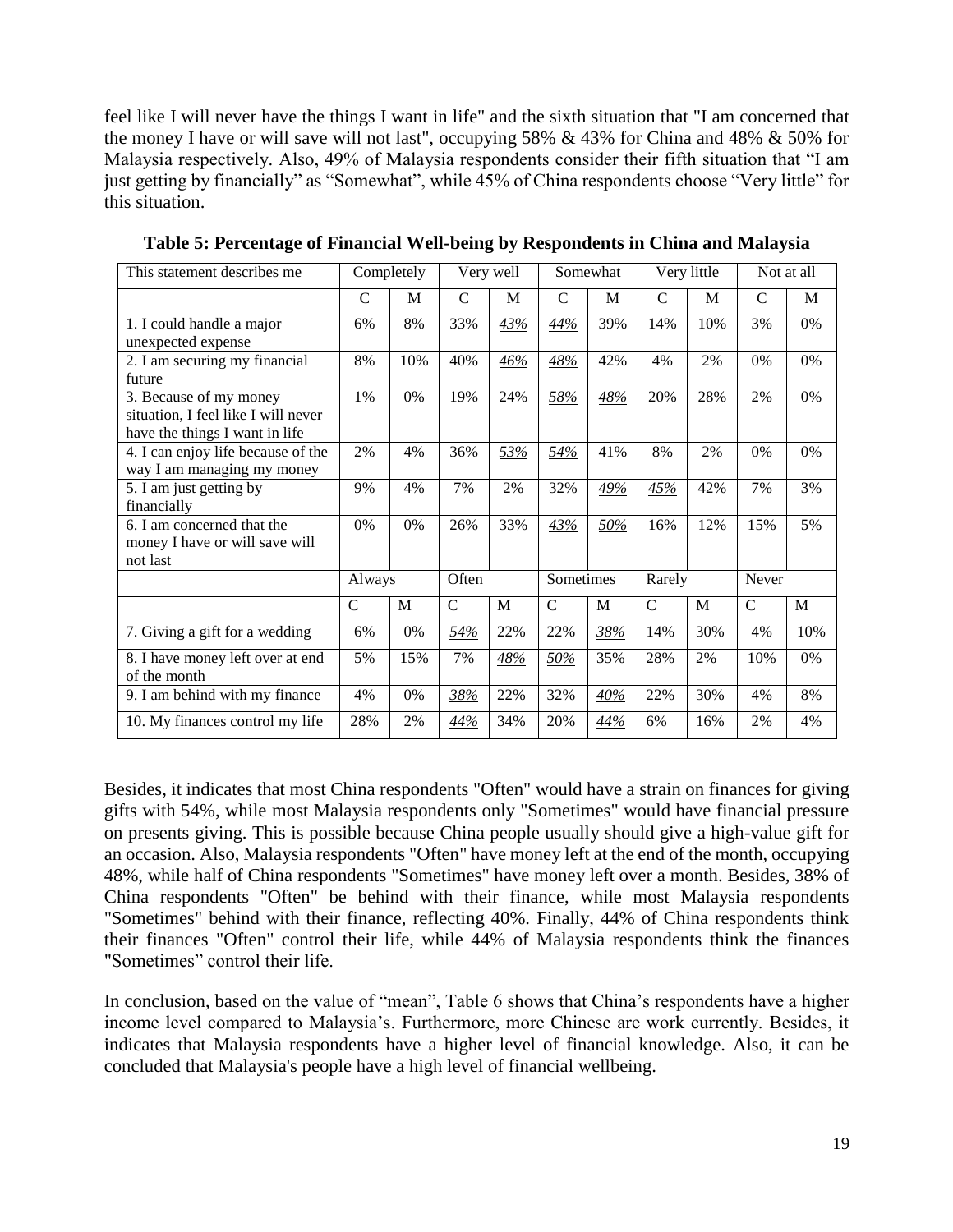feel like I will never have the things I want in life" and the sixth situation that "I am concerned that the money I have or will save will not last", occupying 58% & 43% for China and 48% & 50% for Malaysia respectively. Also, 49% of Malaysia respondents consider their fifth situation that "I am just getting by financially" as "Somewhat", while 45% of China respondents choose "Very little" for this situation.

**Table 5: Percentage of Financial Well-being by Respondents in China and Malaysia**

| This statement describes me | Completely | | Very well | | Somewhat | | Very little | | Not at all | |
|---|---|---|---|---|---|---|---|---|---|---|
| | C | M | C | M | C | M | C | M | C | M |
| 1. I could handle a major unexpected expense | 6% | 8% | 33% | *43%* | *44%* | 39% | 14% | 10% | 3% | 0% |
| 2. I am securing my financial future | 8% | 10% | 40% | *46%* | *48%* | 42% | 4% | 2% | 0% | 0% |
| 3. Because of my money situation, I feel like I will never have the things I want in life | 1% | 0% | 19% | 24% | *58%* | *48%* | 20% | 28% | 2% | 0% |
| 4. I can enjoy life because of the way I am managing my money | 2% | 4% | 36% | *53%* | *54%* | 41% | 8% | 2% | 0% | 0% |
| 5. I am just getting by financially | 9% | 4% | 7% | 2% | 32% | *49%* | *45%* | 42% | 7% | 3% |
| 6. I am concerned that the money I have or will save will not last | 0% | 0% | 26% | 33% | *43%* | *50%* | 16% | 12% | 15% | 5% |
| | Always | | Often | | Sometimes | | Rarely | | Never | |
| | C | M | C | M | C | M | C | M | C | M |
| 7. Giving a gift for a wedding | 6% | 0% | *54%* | 22% | 22% | *38%* | 14% | 30% | 4% | 10% |
| 8. I have money left over at end of the month | 5% | 15% | 7% | *48%* | *50%* | 35% | 28% | 2% | 10% | 0% |
| 9. I am behind with my finance | 4% | 0% | *38%* | 22% | 32% | *40%* | 22% | 30% | 4% | 8% |
| 10. My finances control my life | 28% | 2% | *44%* | 34% | 20% | *44%* | 6% | 16% | 2% | 4% |

Besides, it indicates that most China respondents "Often" would have a strain on finances for giving gifts with 54%, while most Malaysia respondents only "Sometimes" would have financial pressure on presents giving. This is possible because China people usually should give a high-value gift for an occasion. Also, Malaysia respondents "Often" have money left at the end of the month, occupying 48%, while half of China respondents "Sometimes" have money left over a month. Besides, 38% of China respondents "Often" be behind with their finance, while most Malaysia respondents "Sometimes" behind with their finance, reflecting 40%. Finally, 44% of China respondents think their finances "Often" control their life, while 44% of Malaysia respondents think the finances "Sometimes" control their life.

In conclusion, based on the value of "mean", Table 6 shows that China's respondents have a higher income level compared to Malaysia's. Furthermore, more Chinese are work currently. Besides, it indicates that Malaysia respondents have a higher level of financial knowledge. Also, it can be concluded that Malaysia's people have a high level of financial wellbeing.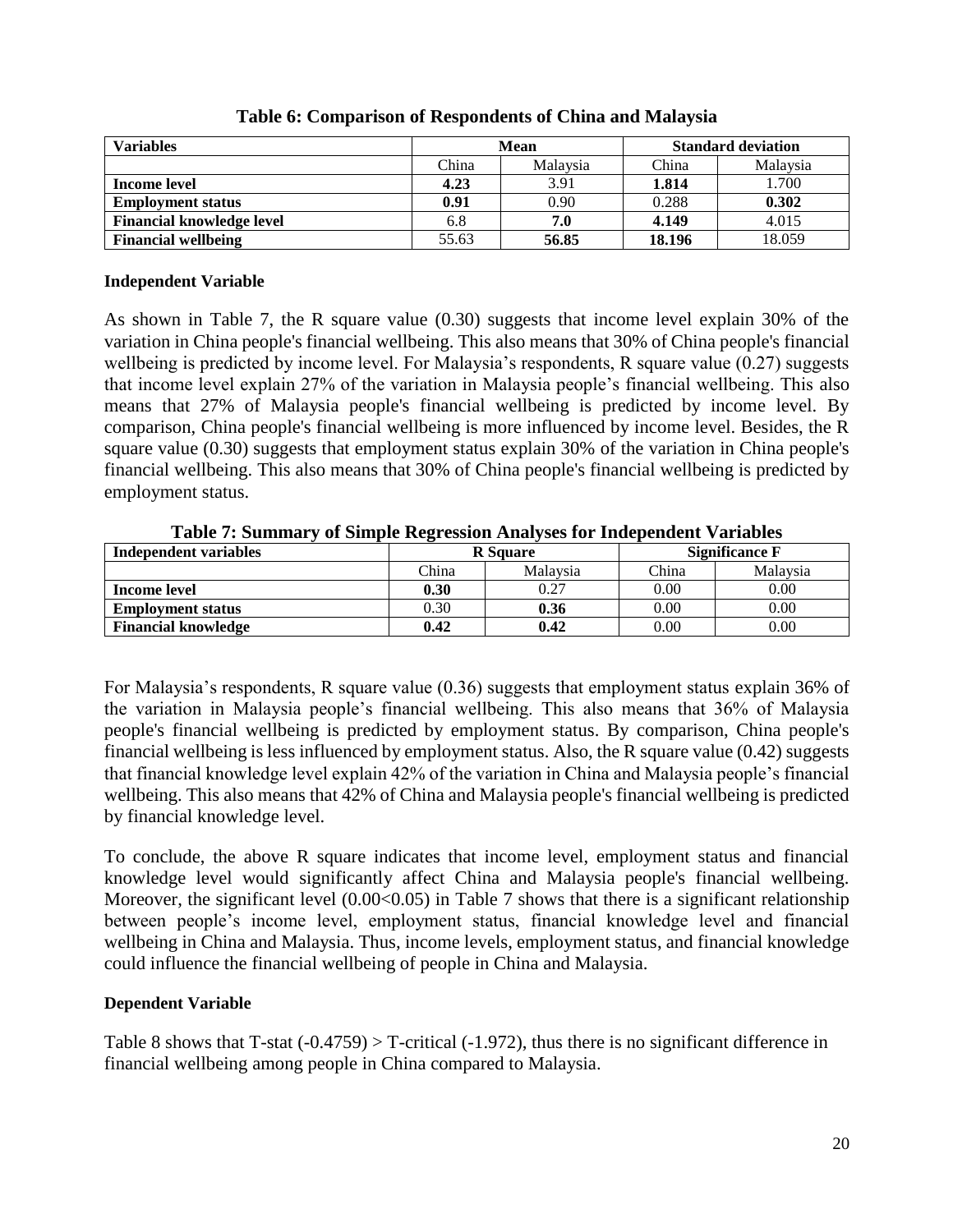**Table 6: Comparison of Respondents of China and Malaysia**

| Variables | Mean | | Standard deviation | |
|---|---|---|---|---|
| | China | Malaysia | China | Malaysia |
| **Income level** | **4.23** | 3.91 | **1.814** | 1.700 |
| **Employment status** | **0.91** | 0.90 | 0.288 | **0.302** |
| **Financial knowledge level** | 6.8 | **7.0** | **4.149** | 4.015 |
| **Financial wellbeing** | 55.63 | **56.85** | **18.196** | 18.059 |

**Independent Variable**

As shown in Table 7, the R square value (0.30) suggests that income level explain 30% of the variation in China people's financial wellbeing. This also means that 30% of China people's financial wellbeing is predicted by income level. For Malaysia's respondents, R square value (0.27) suggests that income level explain 27% of the variation in Malaysia people's financial wellbeing. This also means that 27% of Malaysia people's financial wellbeing is predicted by income level. By comparison, China people's financial wellbeing is more influenced by income level. Besides, the R square value (0.30) suggests that employment status explain 30% of the variation in China people's financial wellbeing. This also means that 30% of China people's financial wellbeing is predicted by employment status.

**Table 7: Summary of Simple Regression Analyses for Independent Variables**

| Independent variables | R Square | | Significance F | |
|---|---|---|---|---|
| | China | Malaysia | China | Malaysia |
| **Income level** | **0.30** | 0.27 | 0.00 | 0.00 |
| **Employment status** | 0.30 | **0.36** | 0.00 | 0.00 |
| **Financial knowledge** | **0.42** | **0.42** | 0.00 | 0.00 |

For Malaysia's respondents, R square value (0.36) suggests that employment status explain 36% of the variation in Malaysia people's financial wellbeing. This also means that 36% of Malaysia people's financial wellbeing is predicted by employment status. By comparison, China people's financial wellbeing is less influenced by employment status. Also, the R square value (0.42) suggests that financial knowledge level explain 42% of the variation in China and Malaysia people's financial wellbeing. This also means that 42% of China and Malaysia people's financial wellbeing is predicted by financial knowledge level.

To conclude, the above R square indicates that income level, employment status and financial knowledge level would significantly affect China and Malaysia people's financial wellbeing. Moreover, the significant level ($0.00<0.05$) in Table 7 shows that there is a significant relationship between people's income level, employment status, financial knowledge level and financial wellbeing in China and Malaysia. Thus, income levels, employment status, and financial knowledge could influence the financial wellbeing of people in China and Malaysia.

**Dependent Variable**

Table 8 shows that T-stat (-0.4759) > T-critical (-1.972), thus there is no significant difference in financial wellbeing among people in China compared to Malaysia.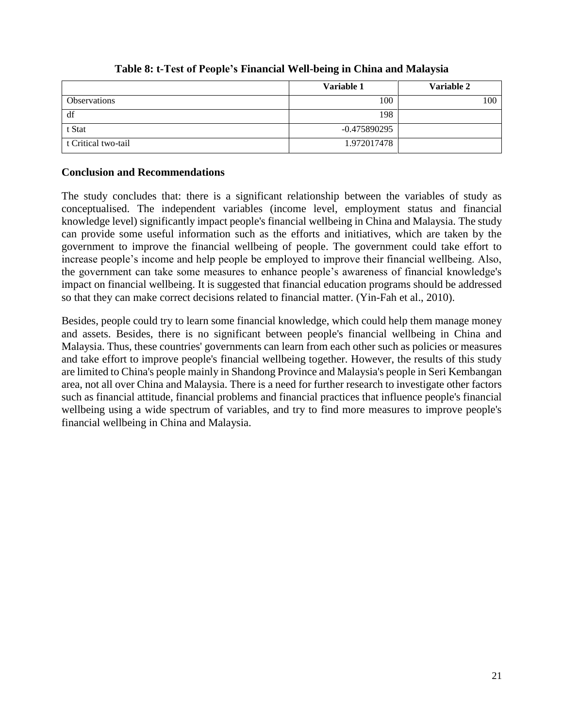**Table 8: t-Test of People's Financial Well-being in China and Malaysia**

| | Variable 1 | Variable 2 |
|---|---|---|
| Observations | 100 | 100 |
| df | 198 | |
| t Stat | -0.475890295 | |
| t Critical two-tail | 1.972017478 | |

## Conclusion and Recommendations

The study concludes that: there is a significant relationship between the variables of study as conceptualised. The independent variables (income level, employment status and financial knowledge level) significantly impact people's financial wellbeing in China and Malaysia. The study can provide some useful information such as the efforts and initiatives, which are taken by the government to improve the financial wellbeing of people. The government could take effort to increase people's income and help people be employed to improve their financial wellbeing. Also, the government can take some measures to enhance people's awareness of financial knowledge's impact on financial wellbeing. It is suggested that financial education programs should be addressed so that they can make correct decisions related to financial matter. (Yin-Fah et al., 2010).

Besides, people could try to learn some financial knowledge, which could help them manage money and assets. Besides, there is no significant between people's financial wellbeing in China and Malaysia. Thus, these countries' governments can learn from each other such as policies or measures and take effort to improve people's financial wellbeing together. However, the results of this study are limited to China's people mainly in Shandong Province and Malaysia's people in Seri Kembangan area, not all over China and Malaysia. There is a need for further research to investigate other factors such as financial attitude, financial problems and financial practices that influence people's financial wellbeing using a wide spectrum of variables, and try to find more measures to improve people's financial wellbeing in China and Malaysia.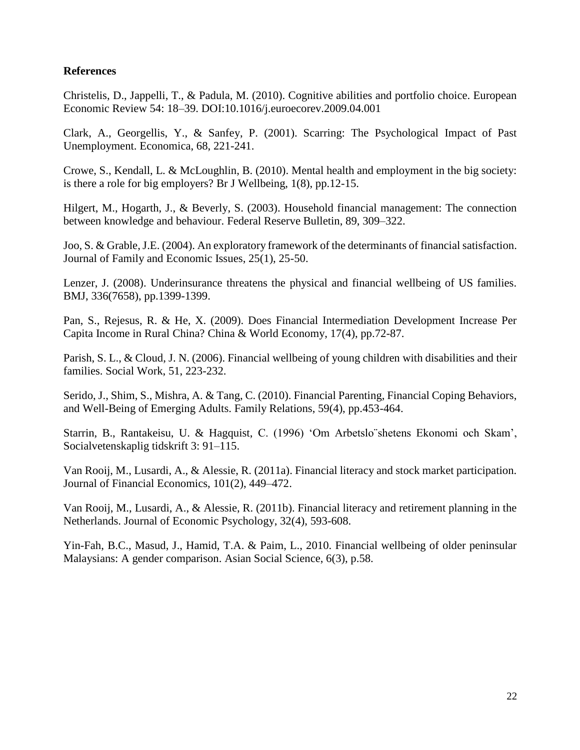**References**

Christelis, D., Jappelli, T., & Padula, M. (2010). Cognitive abilities and portfolio choice. European Economic Review 54: 18–39. DOI:10.1016/j.euroecorev.2009.04.001

Clark, A., Georgellis, Y., & Sanfey, P. (2001). Scarring: The Psychological Impact of Past Unemployment. Economica, 68, 221-241.

Crowe, S., Kendall, L. & McLoughlin, B. (2010). Mental health and employment in the big society: is there a role for big employers? Br J Wellbeing, 1(8), pp.12-15.

Hilgert, M., Hogarth, J., & Beverly, S. (2003). Household financial management: The connection between knowledge and behaviour. Federal Reserve Bulletin, 89, 309–322.

Joo, S. & Grable, J.E. (2004). An exploratory framework of the determinants of financial satisfaction. Journal of Family and Economic Issues, 25(1), 25-50.

Lenzer, J. (2008). Underinsurance threatens the physical and financial wellbeing of US families. BMJ, 336(7658), pp.1399-1399.

Pan, S., Rejesus, R. & He, X. (2009). Does Financial Intermediation Development Increase Per Capita Income in Rural China? China & World Economy, 17(4), pp.72-87.

Parish, S. L., & Cloud, J. N. (2006). Financial wellbeing of young children with disabilities and their families. Social Work, 51, 223-232.

Serido, J., Shim, S., Mishra, A. & Tang, C. (2010). Financial Parenting, Financial Coping Behaviors, and Well-Being of Emerging Adults. Family Relations, 59(4), pp.453-464.

Starrin, B., Rantakeisu, U. & Hagquist, C. (1996) 'Om Arbetslo¨shetens Ekonomi och Skam', Socialvetenskaplig tidskrift 3: 91–115.

Van Rooij, M., Lusardi, A., & Alessie, R. (2011a). Financial literacy and stock market participation. Journal of Financial Economics, 101(2), 449–472.

Van Rooij, M., Lusardi, A., & Alessie, R. (2011b). Financial literacy and retirement planning in the Netherlands. Journal of Economic Psychology, 32(4), 593-608.

Yin-Fah, B.C., Masud, J., Hamid, T.A. & Paim, L., 2010. Financial wellbeing of older peninsular Malaysians: A gender comparison. Asian Social Science, 6(3), p.58.